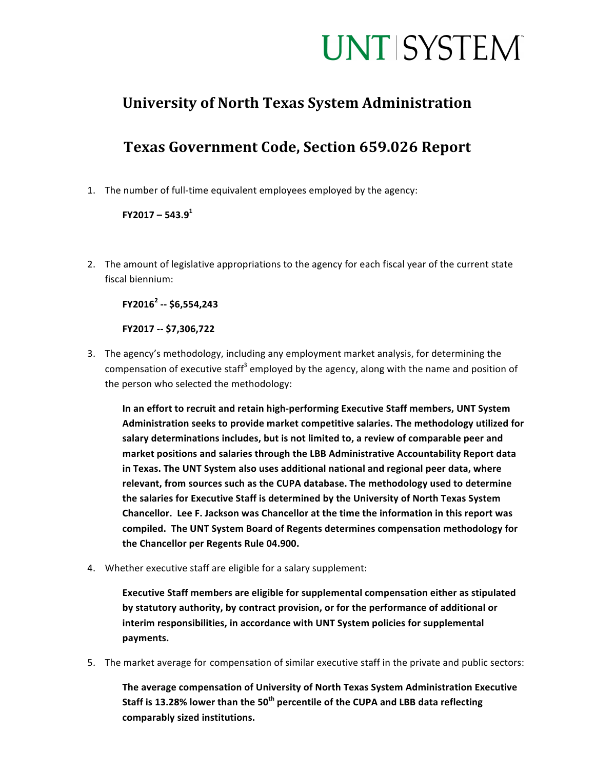UNT | SYSTEM

# University of North Texas System Administration

# Texas Government Code, Section 659.026 Report

1. The number of full-time equivalent employees employed by the agency:

   **FY2017 – 543.9[1]**

2. The amount of legislative appropriations to the agency for each fiscal year of the current state fiscal biennium:

   **FY2016[2] -- $6,554,243**

   **FY2017 -- $7,306,722**

3. The agency's methodology, including any employment market analysis, for determining the compensation of executive staff[3] employed by the agency, along with the name and position of the person who selected the methodology:

   **In an effort to recruit and retain high-performing Executive Staff members, UNT System Administration seeks to provide market competitive salaries. The methodology utilized for salary determinations includes, but is not limited to, a review of comparable peer and market positions and salaries through the LBB Administrative Accountability Report data in Texas. The UNT System also uses additional national and regional peer data, where relevant, from sources such as the CUPA database. The methodology used to determine the salaries for Executive Staff is determined by the University of North Texas System Chancellor. Lee F. Jackson was Chancellor at the time the information in this report was compiled. The UNT System Board of Regents determines compensation methodology for the Chancellor per Regents Rule 04.900.**

4. Whether executive staff are eligible for a salary supplement:

   **Executive Staff members are eligible for supplemental compensation either as stipulated by statutory authority, by contract provision, or for the performance of additional or interim responsibilities, in accordance with UNT System policies for supplemental payments.**

5. The market average for compensation of similar executive staff in the private and public sectors:

   **The average compensation of University of North Texas System Administration Executive Staff is 13.28% lower than the 50th percentile of the CUPA and LBB data reflecting comparably sized institutions.**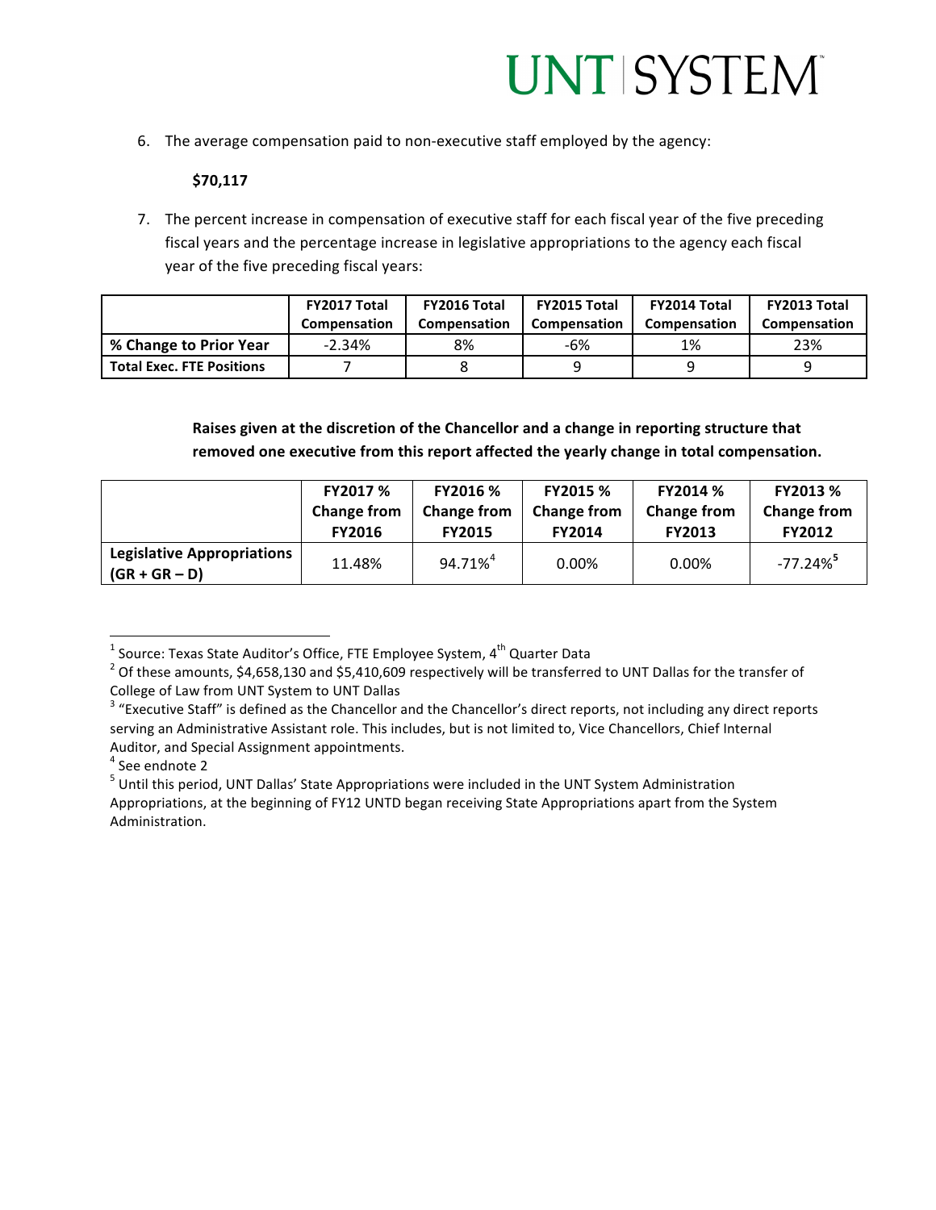6. The average compensation paid to non-executive staff employed by the agency:

   **$70,117**

7. The percent increase in compensation of executive staff for each fiscal year of the five preceding fiscal years and the percentage increase in legislative appropriations to the agency each fiscal year of the five preceding fiscal years:

| | FY2017 Total Compensation | FY2016 Total Compensation | FY2015 Total Compensation | FY2014 Total Compensation | FY2013 Total Compensation |
|---|---|---|---|---|---|
| **% Change to Prior Year** | -2.34% | 8% | -6% | 1% | 23% |
| **Total Exec. FTE Positions** | 7 | 8 | 9 | 9 | 9 |

**Raises given at the discretion of the Chancellor and a change in reporting structure that removed one executive from this report affected the yearly change in total compensation.**

| | FY2017 % Change from FY2016 | FY2016 % Change from FY2015 | FY2015 % Change from FY2014 | FY2014 % Change from FY2013 | FY2013 % Change from FY2012 |
|---|---|---|---|---|---|
| **Legislative Appropriations (GR + GR – D)** | 11.48% | 94.71%[4] | 0.00% | 0.00% | -77.24%[5] |

[1] Source: Texas State Auditor's Office, FTE Employee System, 4th Quarter Data

[2] Of these amounts, $4,658,130 and $5,410,609 respectively will be transferred to UNT Dallas for the transfer of College of Law from UNT System to UNT Dallas

[3] "Executive Staff" is defined as the Chancellor and the Chancellor's direct reports, not including any direct reports serving an Administrative Assistant role. This includes, but is not limited to, Vice Chancellors, Chief Internal Auditor, and Special Assignment appointments.

[4] See endnote 2

[5] Until this period, UNT Dallas' State Appropriations were included in the UNT System Administration Appropriations, at the beginning of FY12 UNTD began receiving State Appropriations apart from the System Administration.